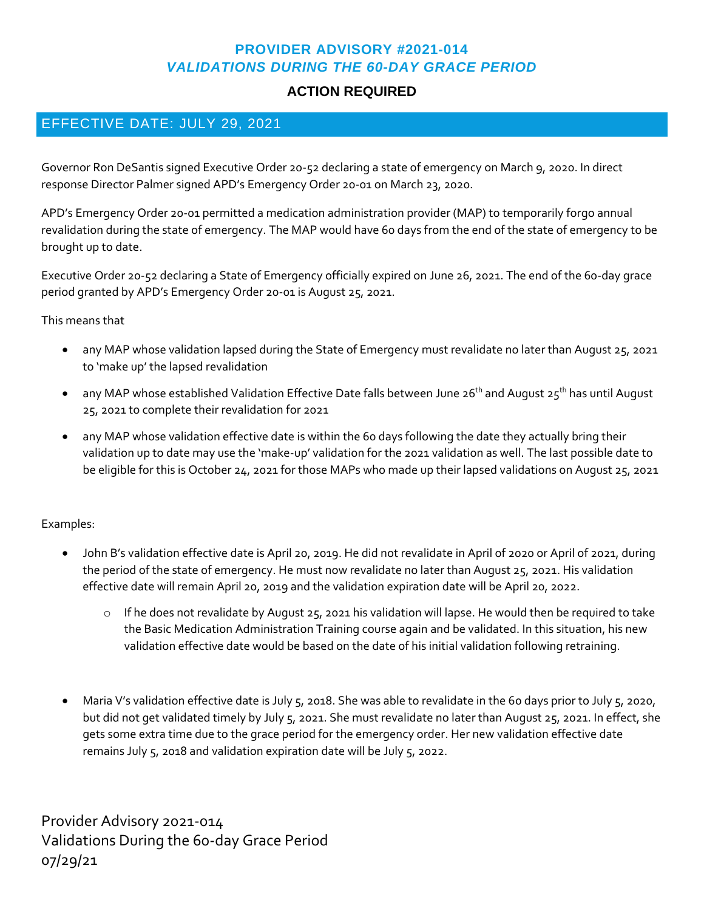# PROVIDER ADVISORY #2021-014

## *VALIDATIONS DURING THE 60-DAY GRACE PERIOD*

### ACTION REQUIRED

## EFFECTIVE DATE: JULY 29, 2021

Governor Ron DeSantis signed Executive Order 20-52 declaring a state of emergency on March 9, 2020. In direct response Director Palmer signed APD's Emergency Order 20-01 on March 23, 2020.

APD's Emergency Order 20-01 permitted a medication administration provider (MAP) to temporarily forgo annual revalidation during the state of emergency. The MAP would have 60 days from the end of the state of emergency to be brought up to date.

Executive Order 20-52 declaring a State of Emergency officially expired on June 26, 2021. The end of the 60-day grace period granted by APD's Emergency Order 20-01 is August 25, 2021.

This means that

- any MAP whose validation lapsed during the State of Emergency must revalidate no later than August 25, 2021 to 'make up' the lapsed revalidation
- any MAP whose established Validation Effective Date falls between June 26th and August 25th has until August 25, 2021 to complete their revalidation for 2021
- any MAP whose validation effective date is within the 60 days following the date they actually bring their validation up to date may use the 'make-up' validation for the 2021 validation as well. The last possible date to be eligible for this is October 24, 2021 for those MAPs who made up their lapsed validations on August 25, 2021

Examples:

- John B's validation effective date is April 20, 2019. He did not revalidate in April of 2020 or April of 2021, during the period of the state of emergency. He must now revalidate no later than August 25, 2021. His validation effective date will remain April 20, 2019 and the validation expiration date will be April 20, 2022.
  - If he does not revalidate by August 25, 2021 his validation will lapse. He would then be required to take the Basic Medication Administration Training course again and be validated. In this situation, his new validation effective date would be based on the date of his initial validation following retraining.

- Maria V's validation effective date is July 5, 2018. She was able to revalidate in the 60 days prior to July 5, 2020, but did not get validated timely by July 5, 2021. She must revalidate no later than August 25, 2021. In effect, she gets some extra time due to the grace period for the emergency order. Her new validation effective date remains July 5, 2018 and validation expiration date will be July 5, 2022.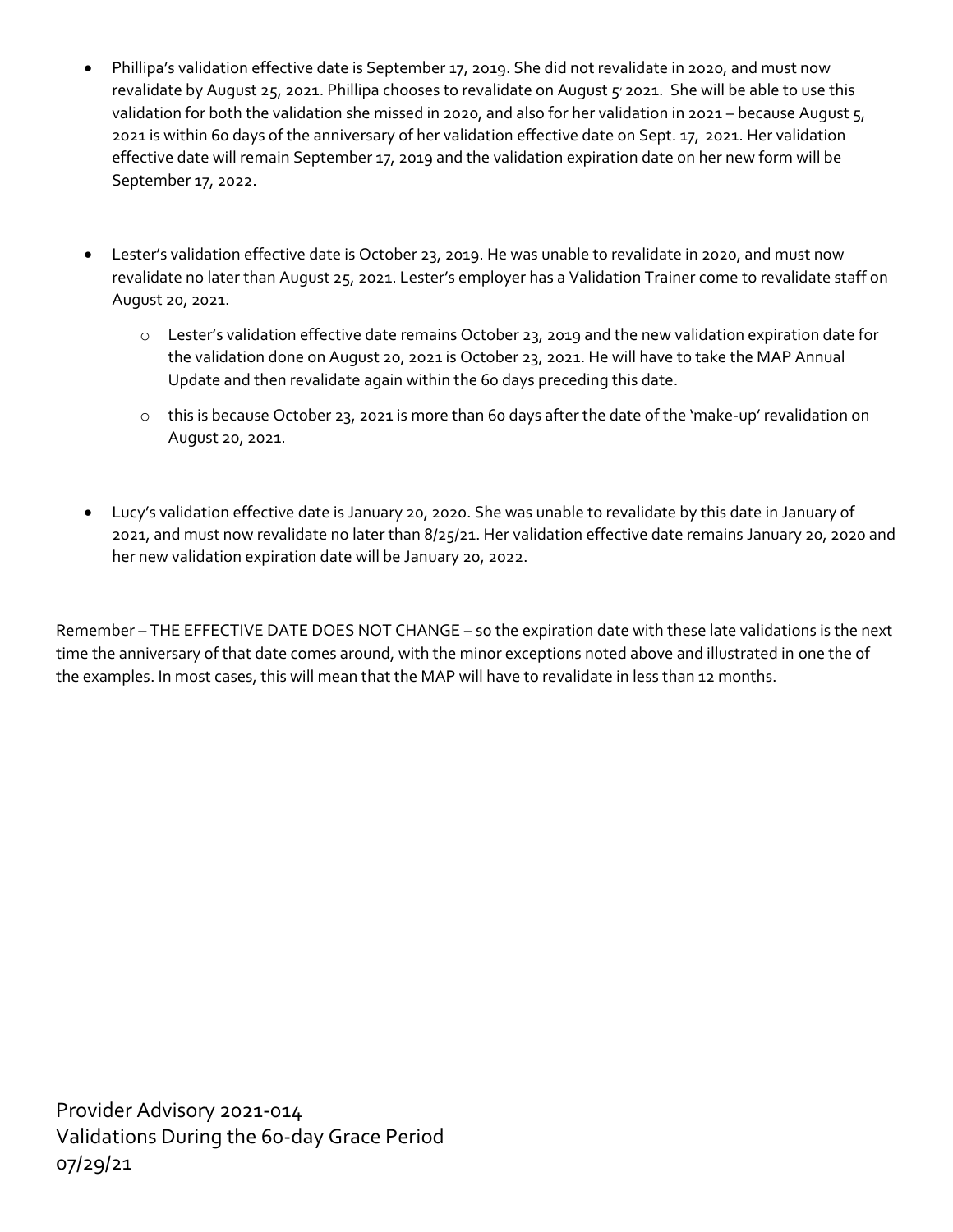- Phillipa's validation effective date is September 17, 2019. She did not revalidate in 2020, and must now revalidate by August 25, 2021. Phillipa chooses to revalidate on August 5, 2021. She will be able to use this validation for both the validation she missed in 2020, and also for her validation in 2021 – because August 5, 2021 is within 60 days of the anniversary of her validation effective date on Sept. 17, 2021. Her validation effective date will remain September 17, 2019 and the validation expiration date on her new form will be September 17, 2022.

- Lester's validation effective date is October 23, 2019. He was unable to revalidate in 2020, and must now revalidate no later than August 25, 2021. Lester's employer has a Validation Trainer come to revalidate staff on August 20, 2021.
  - Lester's validation effective date remains October 23, 2019 and the new validation expiration date for the validation done on August 20, 2021 is October 23, 2021. He will have to take the MAP Annual Update and then revalidate again within the 60 days preceding this date.
  - this is because October 23, 2021 is more than 60 days after the date of the 'make-up' revalidation on August 20, 2021.

- Lucy's validation effective date is January 20, 2020. She was unable to revalidate by this date in January of 2021, and must now revalidate no later than 8/25/21. Her validation effective date remains January 20, 2020 and her new validation expiration date will be January 20, 2022.

Remember – THE EFFECTIVE DATE DOES NOT CHANGE – so the expiration date with these late validations is the next time the anniversary of that date comes around, with the minor exceptions noted above and illustrated in one the of the examples. In most cases, this will mean that the MAP will have to revalidate in less than 12 months.